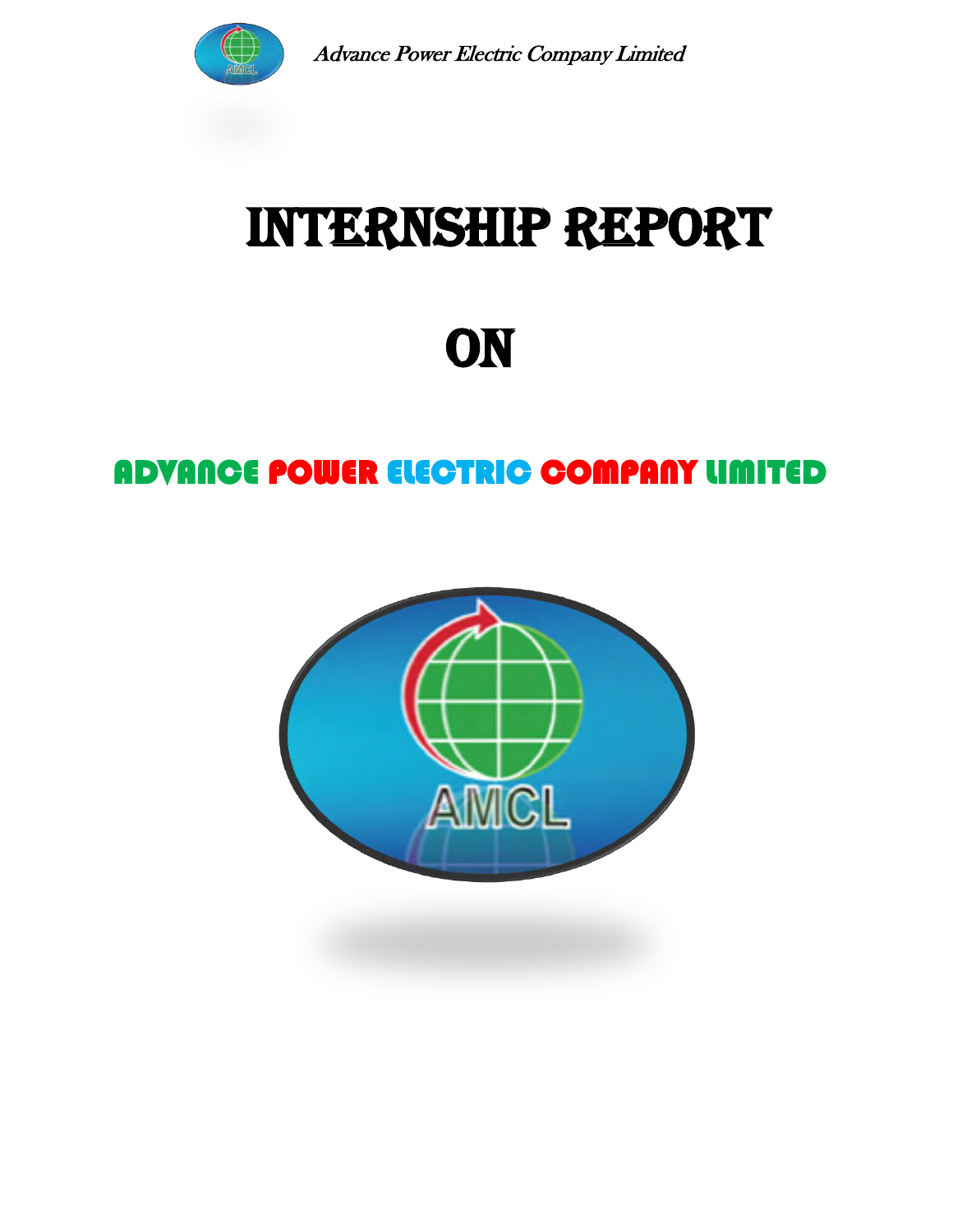# INTERNSHIP REPORT

# ON

## ADVANCE POWER ELECTRIC COMPANY LIMITED

AMCL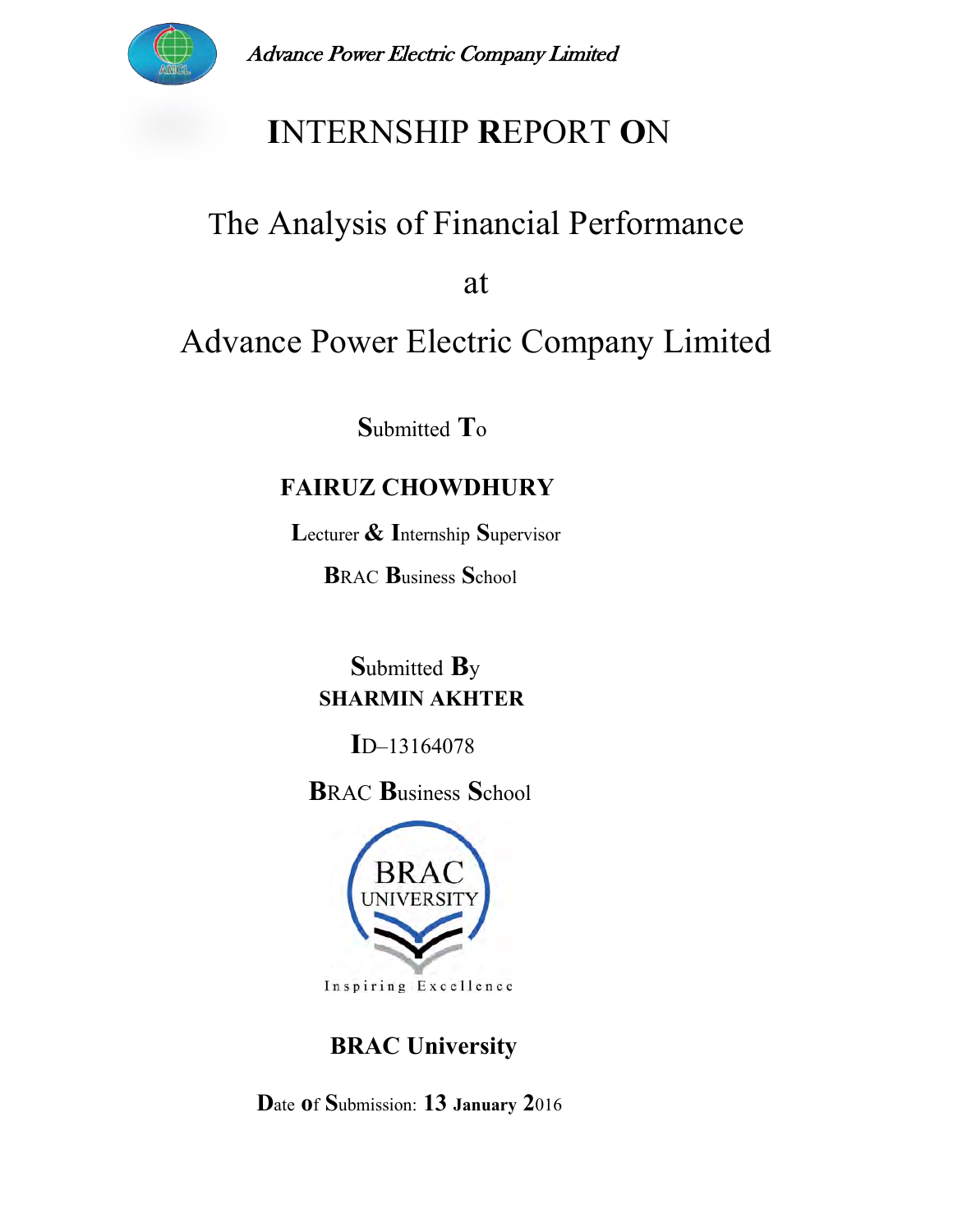*Advance Power Electric Company Limited*

# INTERNSHIP REPORT ON

## The Analysis of Financial Performance

## at

## Advance Power Electric Company Limited

Submitted To

**FAIRUZ CHOWDHURY**

Lecturer & Internship Supervisor

BRAC Business School

Submitted By

**SHARMIN AKHTER**

ID–13164078

BRAC Business School

Inspiring Excellence

**BRAC University**

Date of Submission: 13 January 2016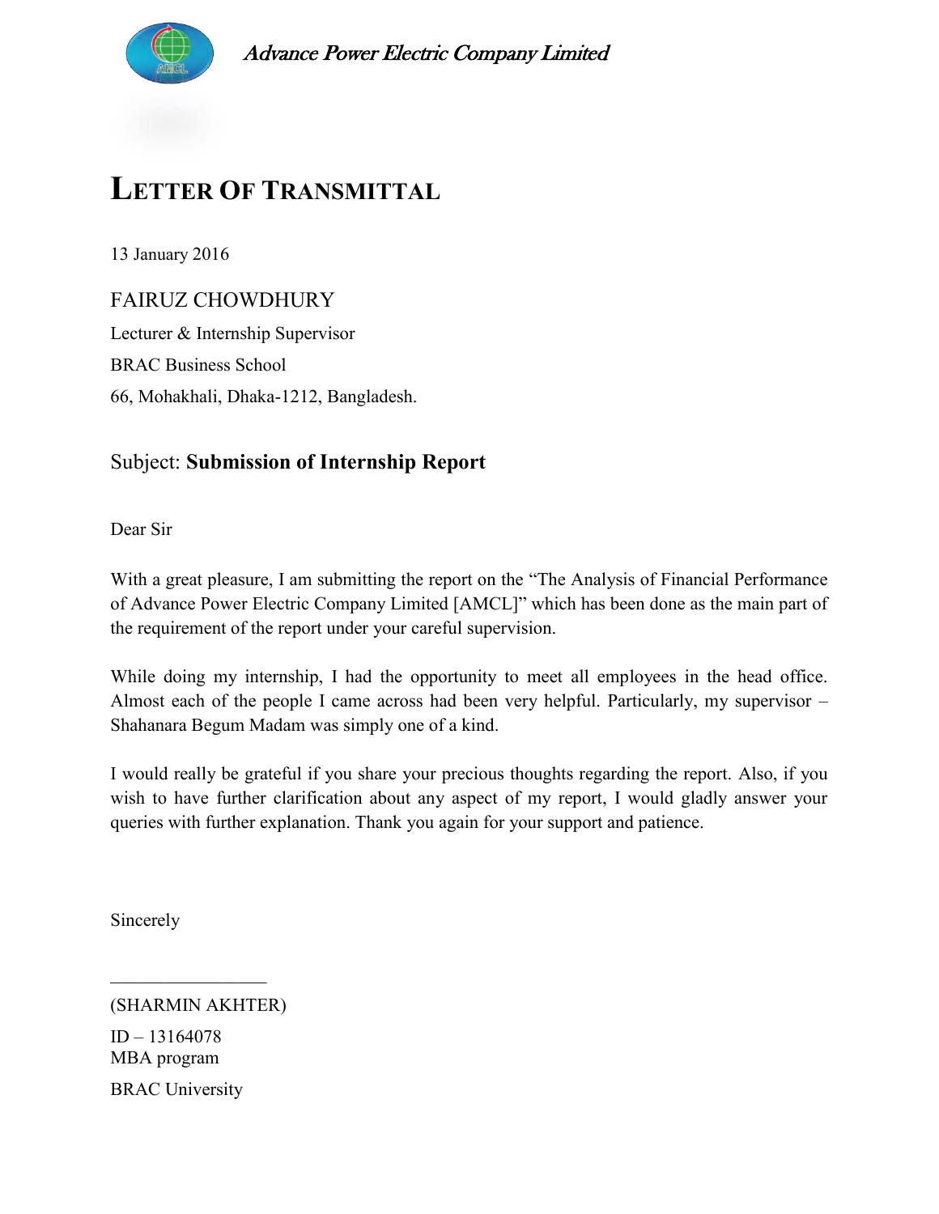Advance Power Electric Company Limited

# LETTER OF TRANSMITTAL

13 January 2016

FAIRUZ CHOWDHURY

Lecturer & Internship Supervisor

BRAC Business School

66, Mohakhali, Dhaka-1212, Bangladesh.

Subject: **Submission of Internship Report**

Dear Sir

With a great pleasure, I am submitting the report on the "The Analysis of Financial Performance of Advance Power Electric Company Limited [AMCL]" which has been done as the main part of the requirement of the report under your careful supervision.

While doing my internship, I had the opportunity to meet all employees in the head office. Almost each of the people I came across had been very helpful. Particularly, my supervisor – Shahanara Begum Madam was simply one of a kind.

I would really be grateful if you share your precious thoughts regarding the report. Also, if you wish to have further clarification about any aspect of my report, I would gladly answer your queries with further explanation. Thank you again for your support and patience.

Sincerely

\_\_\_\_\_\_\_\_\_\_\_\_\_\_\_\_\_\_

(SHARMIN AKHTER)

ID – 13164078

MBA program

BRAC University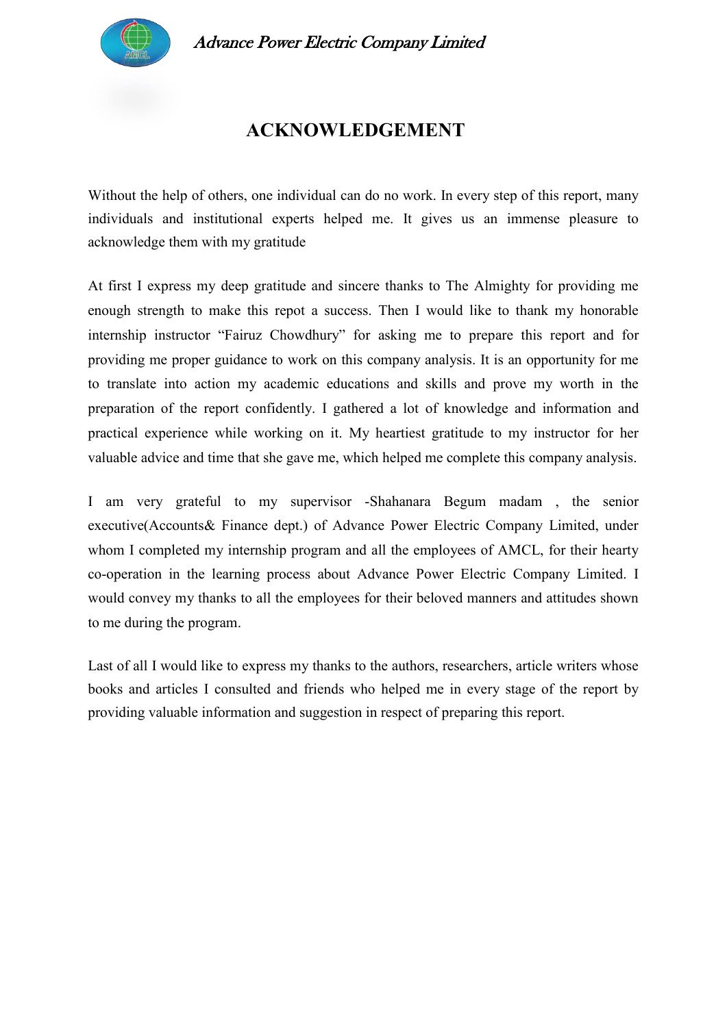# ACKNOWLEDGEMENT

Without the help of others, one individual can do no work. In every step of this report, many individuals and institutional experts helped me. It gives us an immense pleasure to acknowledge them with my gratitude

At first I express my deep gratitude and sincere thanks to The Almighty for providing me enough strength to make this repot a success. Then I would like to thank my honorable internship instructor "Fairuz Chowdhury" for asking me to prepare this report and for providing me proper guidance to work on this company analysis. It is an opportunity for me to translate into action my academic educations and skills and prove my worth in the preparation of the report confidently. I gathered a lot of knowledge and information and practical experience while working on it. My heartiest gratitude to my instructor for her valuable advice and time that she gave me, which helped me complete this company analysis.

I am very grateful to my supervisor -Shahanara Begum madam , the senior executive(Accounts& Finance dept.) of Advance Power Electric Company Limited, under whom I completed my internship program and all the employees of AMCL, for their hearty co-operation in the learning process about Advance Power Electric Company Limited. I would convey my thanks to all the employees for their beloved manners and attitudes shown to me during the program.

Last of all I would like to express my thanks to the authors, researchers, article writers whose books and articles I consulted and friends who helped me in every stage of the report by providing valuable information and suggestion in respect of preparing this report.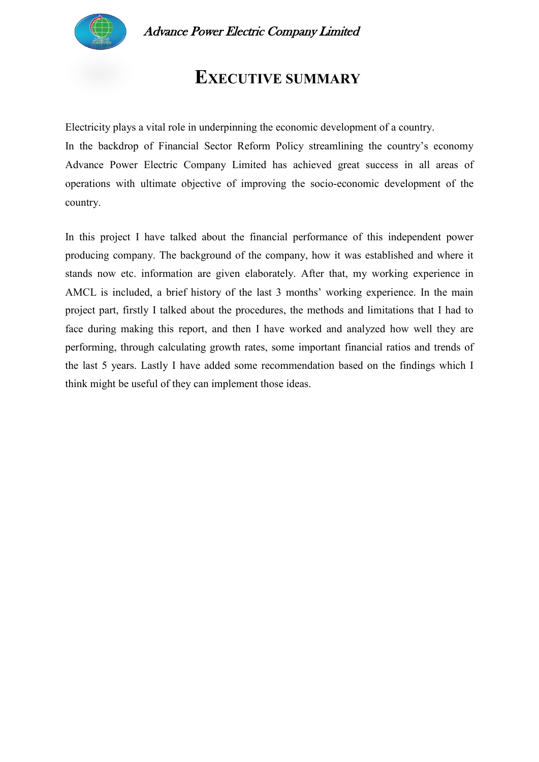# EXECUTIVE SUMMARY

Electricity plays a vital role in underpinning the economic development of a country.
In the backdrop of Financial Sector Reform Policy streamlining the country's economy Advance Power Electric Company Limited has achieved great success in all areas of operations with ultimate objective of improving the socio-economic development of the country.

In this project I have talked about the financial performance of this independent power producing company. The background of the company, how it was established and where it stands now etc. information are given elaborately. After that, my working experience in AMCL is included, a brief history of the last 3 months' working experience. In the main project part, firstly I talked about the procedures, the methods and limitations that I had to face during making this report, and then I have worked and analyzed how well they are performing, through calculating growth rates, some important financial ratios and trends of the last 5 years. Lastly I have added some recommendation based on the findings which I think might be useful of they can implement those ideas.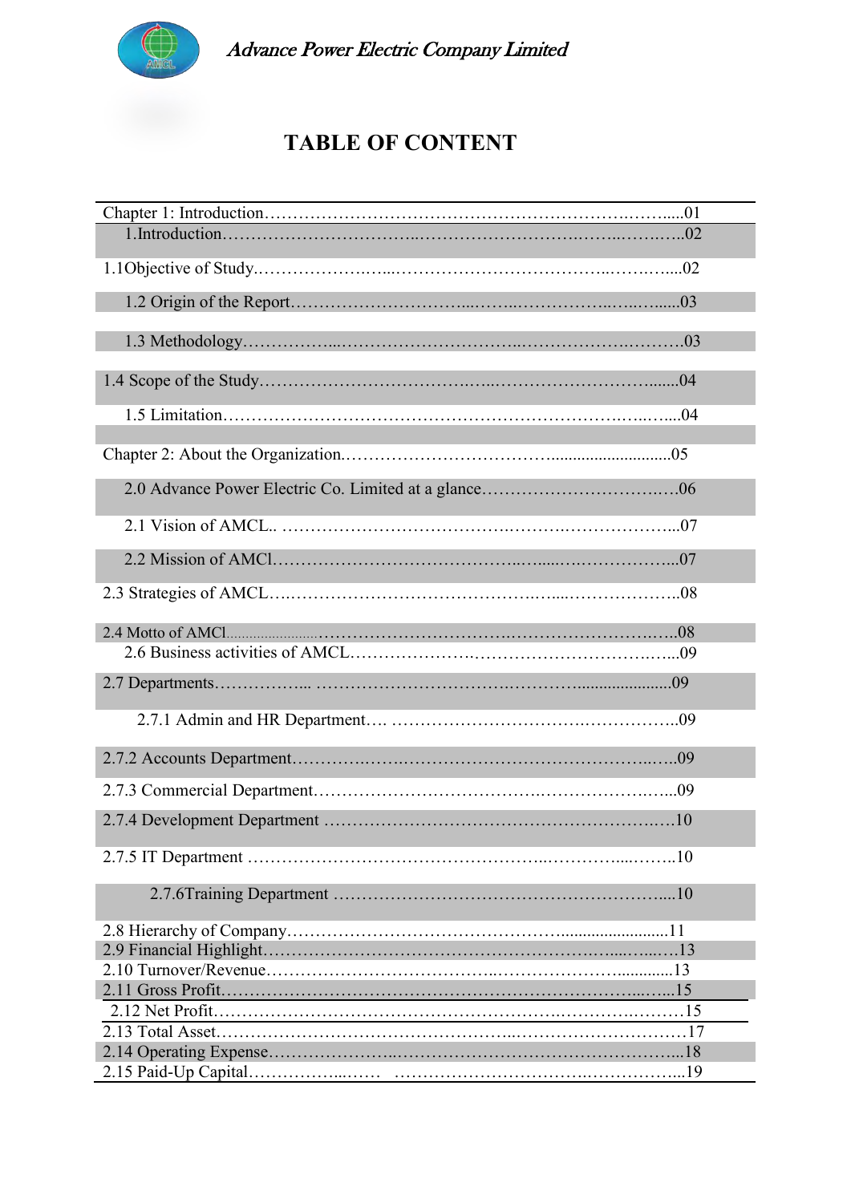# TABLE OF CONTENT

| | |
|---|---|
| Chapter 1: Introduction | 01 |
| 1.Introduction | 02 |
| 1.1Objective of Study | 02 |
| 1.2 Origin of the Report | 03 |
| 1.3 Methodology | 03 |
| 1.4 Scope of the Study | 04 |
| 1.5 Limitation | 04 |
| Chapter 2: About the Organization | 05 |
| 2.0 Advance Power Electric Co. Limited at a glance | 06 |
| 2.1 Vision of AMCL | 07 |
| 2.2 Mission of AMCl | 07 |
| 2.3 Strategies of AMCL | 08 |
| 2.4 Motto of AMCl | 08 |
| 2.6 Business activities of AMCL | 09 |
| 2.7 Departments | 09 |
| 2.7.1 Admin and HR Department | 09 |
| 2.7.2 Accounts Department | 09 |
| 2.7.3 Commercial Department | 09 |
| 2.7.4 Development Department | 10 |
| 2.7.5 IT Department | 10 |
| 2.7.6Training Department | 10 |
| 2.8 Hierarchy of Company | 11 |
| 2.9 Financial Highlight | 13 |
| 2.10 Turnover/Revenue | 13 |
| 2.11 Gross Profit | 15 |
| 2.12 Net Profit | 15 |
| 2.13 Total Asset | 17 |
| 2.14 Operating Expense | 18 |
| 2.15 Paid-Up Capital | 19 |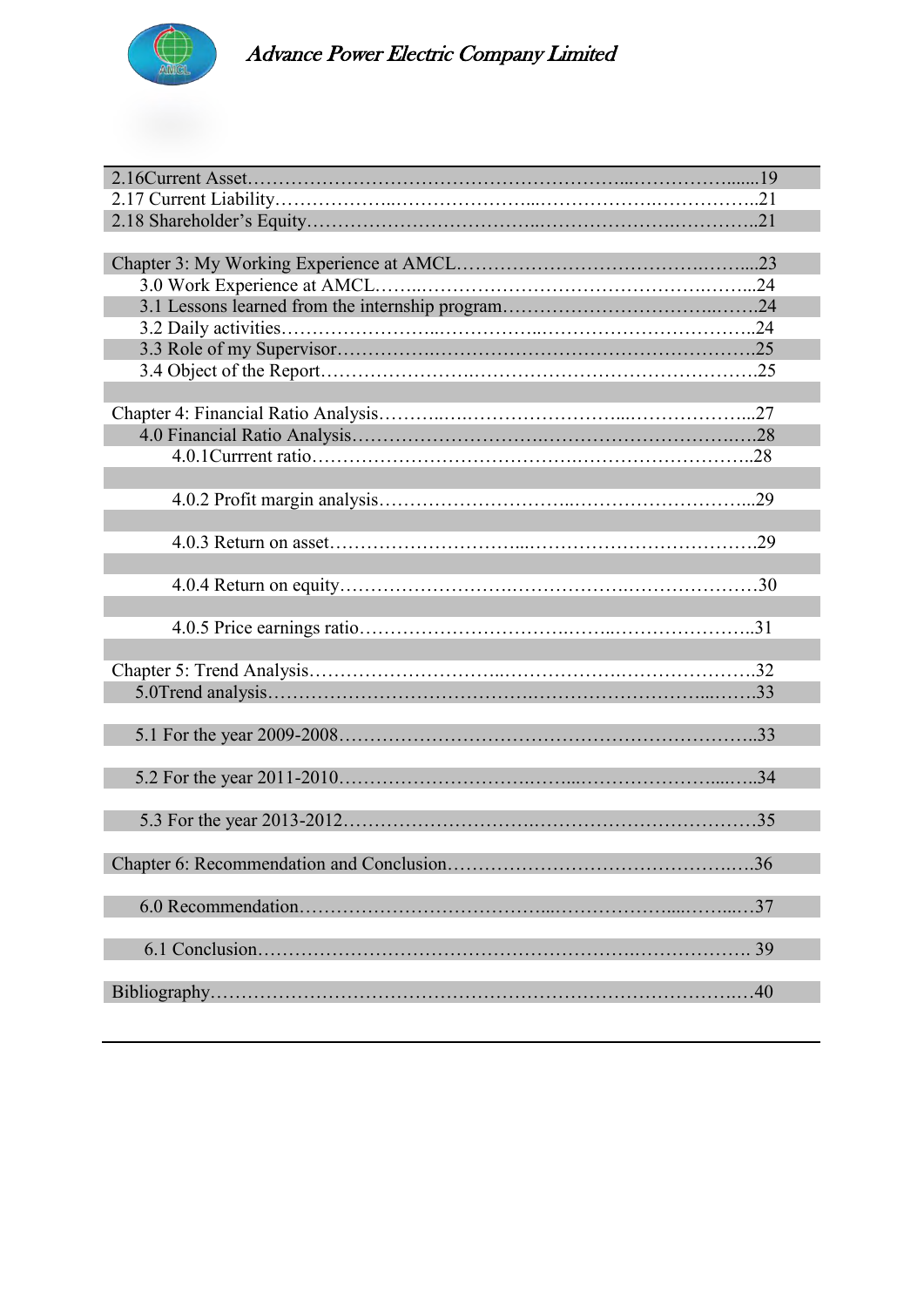2.16Current Asset……………………………………………………...……………......19

2.17 Current Liability………………..……………………...……………….……………..21

2.18 Shareholder's Equity……………………………..……………………..…………..21

Chapter 3: My Working Experience at AMCL……………………………….……....23

3.0 Work Experience at AMCL……..…………………………………………….……...24

3.1 Lessons learned from the internship program……………………………..…….24

3.2 Daily activities……………………..……………..……………………………..24

3.3 Role of my Supervisor…………….………………………………………………..25

3.4 Object of the Report……………………..………………………………………….25

Chapter 4: Financial Ratio Analysis………..….……………………...………………...27

4.0 Financial Ratio Analysis…………………………..………………………………..28

4.0.1Currrent ratio……………………………………..………………………..28

4.0.2 Profit margin analysis………………………...………………………...29

4.0.3 Return on asset………………………....………………………………29

4.0.4 Return on equity……………………….……………….…………………30

4.0.5 Price earnings ratio…………………………….……..…………………..31

Chapter 5: Trend Analysis…………………………..……………….…………………32

5.0Trend analysis……………………………………….…………………...…….33

5.1 For the year 2009-2008…………………………………………….…………..33

5.2 For the year 2011-2010……………………………..…...…………………......…..34

5.3 For the year 2013-2012…………….……………….………………………………35

Chapter 6: Recommendation and Conclusion……………………………………….….36

6.0 Recommendation…………………………………...………………......……...…37

6.1 Conclusion…………………………………………………….………………. 39

Bibliography……………………………………………………………………….…40